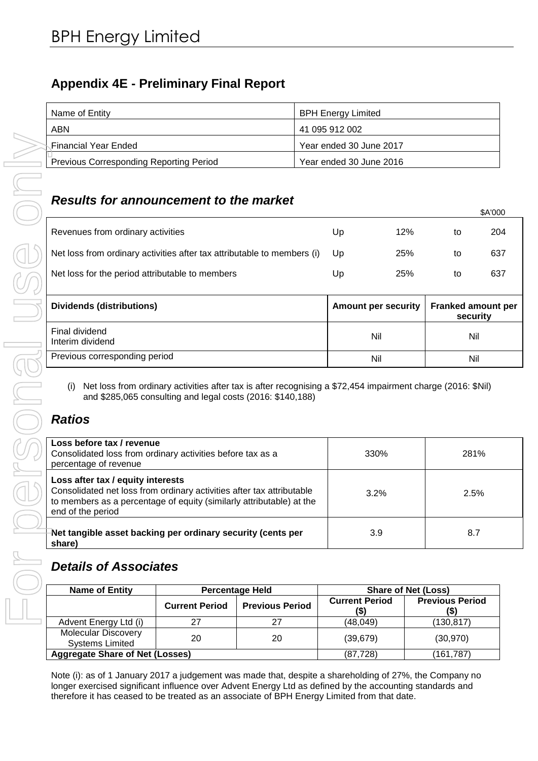# BPH Energy Limited

## Appendix 4E - Preliminary Final Report

| Name of Entity | BPH Energy Limited |
|---|---|
| ABN | 41 095 912 002 |
| Financial Year Ended | Year ended 30 June 2017 |
| Previous Corresponding Reporting Period | Year ended 30 June 2016 |

### *Results for announcement to the market*

| | | | | $A'000 |
|---|---|---|---|---|
| Revenues from ordinary activities | Up | 12% | to | 204 |
| Net loss from ordinary activities after tax attributable to members (i) | Up | 25% | to | 637 |
| Net loss for the period attributable to members | Up | 25% | to | 637 |

| **Dividends (distributions)** | **Amount per security** | **Franked amount per security** |
|---|---|---|
| Final dividend<br>Interim dividend | Nil | Nil |
| Previous corresponding period | Nil | Nil |

(i) Net loss from ordinary activities after tax is after recognising a $72,454 impairment charge (2016: $Nil) and $285,065 consulting and legal costs (2016: $140,188)

### *Ratios*

| | | |
|---|---|---|
| **Loss before tax / revenue**<br>Consolidated loss from ordinary activities before tax as a percentage of revenue | 330% | 281% |
| **Loss after tax / equity interests**<br>Consolidated net loss from ordinary activities after tax attributable to members as a percentage of equity (similarly attributable) at the end of the period | 3.2% | 2.5% |
| **Net tangible asset backing per ordinary security (cents per share)** | 3.9 | 8.7 |

### *Details of Associates*

| Name of Entity | Percentage Held | | Share of Net (Loss) | |
|---|---|---|---|---|
| | Current Period | Previous Period | Current Period ($) | Previous Period ($) |
| Advent Energy Ltd (i) | 27 | 27 | (48,049) | (130,817) |
| Molecular Discovery Systems Limited | 20 | 20 | (39,679) | (30,970) |
| **Aggregate Share of Net (Losses)** | | | (87,728) | (161,787) |

Note (i): as of 1 January 2017 a judgement was made that, despite a shareholding of 27%, the Company no longer exercised significant influence over Advent Energy Ltd as defined by the accounting standards and therefore it has ceased to be treated as an associate of BPH Energy Limited from that date.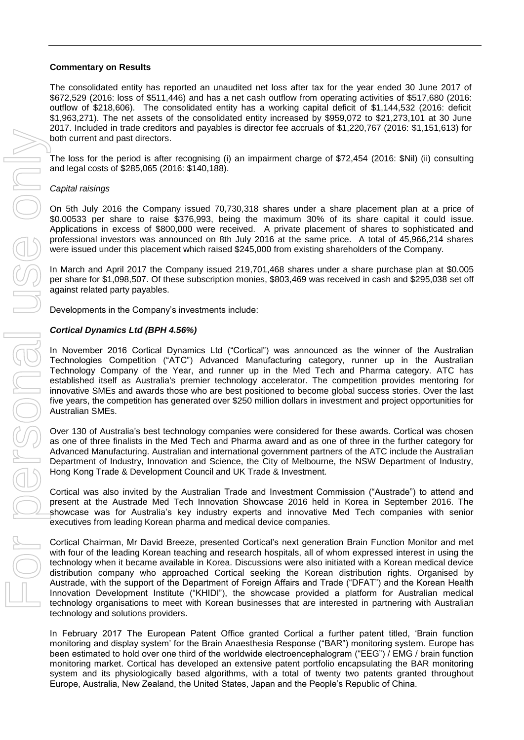**Commentary on Results**

The consolidated entity has reported an unaudited net loss after tax for the year ended 30 June 2017 of $672,529 (2016: loss of $511,446) and has a net cash outflow from operating activities of $517,680 (2016: outflow of $218,606). The consolidated entity has a working capital deficit of $1,144,532 (2016: deficit $1,963,271). The net assets of the consolidated entity increased by $959,072 to $21,273,101 at 30 June 2017. Included in trade creditors and payables is director fee accruals of $1,220,767 (2016: $1,151,613) for both current and past directors.

The loss for the period is after recognising (i) an impairment charge of $72,454 (2016: $Nil) (ii) consulting and legal costs of $285,065 (2016: $140,188).

*Capital raisings*

On 5th July 2016 the Company issued 70,730,318 shares under a share placement plan at a price of $0.00533 per share to raise $376,993, being the maximum 30% of its share capital it could issue. Applications in excess of $800,000 were received. A private placement of shares to sophisticated and professional investors was announced on 8th July 2016 at the same price. A total of 45,966,214 shares were issued under this placement which raised $245,000 from existing shareholders of the Company.

In March and April 2017 the Company issued 219,701,468 shares under a share purchase plan at $0.005 per share for $1,098,507. Of these subscription monies, $803,469 was received in cash and $295,038 set off against related party payables.

Developments in the Company's investments include:

***Cortical Dynamics Ltd (BPH 4.56%)***

In November 2016 Cortical Dynamics Ltd ("Cortical") was announced as the winner of the Australian Technologies Competition ("ATC") Advanced Manufacturing category, runner up in the Australian Technology Company of the Year, and runner up in the Med Tech and Pharma category. ATC has established itself as Australia's premier technology accelerator. The competition provides mentoring for innovative SMEs and awards those who are best positioned to become global success stories. Over the last five years, the competition has generated over $250 million dollars in investment and project opportunities for Australian SMEs.

Over 130 of Australia's best technology companies were considered for these awards. Cortical was chosen as one of three finalists in the Med Tech and Pharma award and as one of three in the further category for Advanced Manufacturing. Australian and international government partners of the ATC include the Australian Department of Industry, Innovation and Science, the City of Melbourne, the NSW Department of Industry, Hong Kong Trade & Development Council and UK Trade & Investment.

Cortical was also invited by the Australian Trade and Investment Commission ("Austrade") to attend and present at the Austrade Med Tech Innovation Showcase 2016 held in Korea in September 2016. The showcase was for Australia's key industry experts and innovative Med Tech companies with senior executives from leading Korean pharma and medical device companies.

Cortical Chairman, Mr David Breeze, presented Cortical's next generation Brain Function Monitor and met with four of the leading Korean teaching and research hospitals, all of whom expressed interest in using the technology when it became available in Korea. Discussions were also initiated with a Korean medical device distribution company who approached Cortical seeking the Korean distribution rights. Organised by Austrade, with the support of the Department of Foreign Affairs and Trade ("DFAT") and the Korean Health Innovation Development Institute ("KHIDI"), the showcase provided a platform for Australian medical technology organisations to meet with Korean businesses that are interested in partnering with Australian technology and solutions providers.

In February 2017 The European Patent Office granted Cortical a further patent titled, 'Brain function monitoring and display system' for the Brain Anaesthesia Response ("BAR") monitoring system. Europe has been estimated to hold over one third of the worldwide electroencephalogram ("EEG") / EMG / brain function monitoring market. Cortical has developed an extensive patent portfolio encapsulating the BAR monitoring system and its physiologically based algorithms, with a total of twenty two patents granted throughout Europe, Australia, New Zealand, the United States, Japan and the People's Republic of China.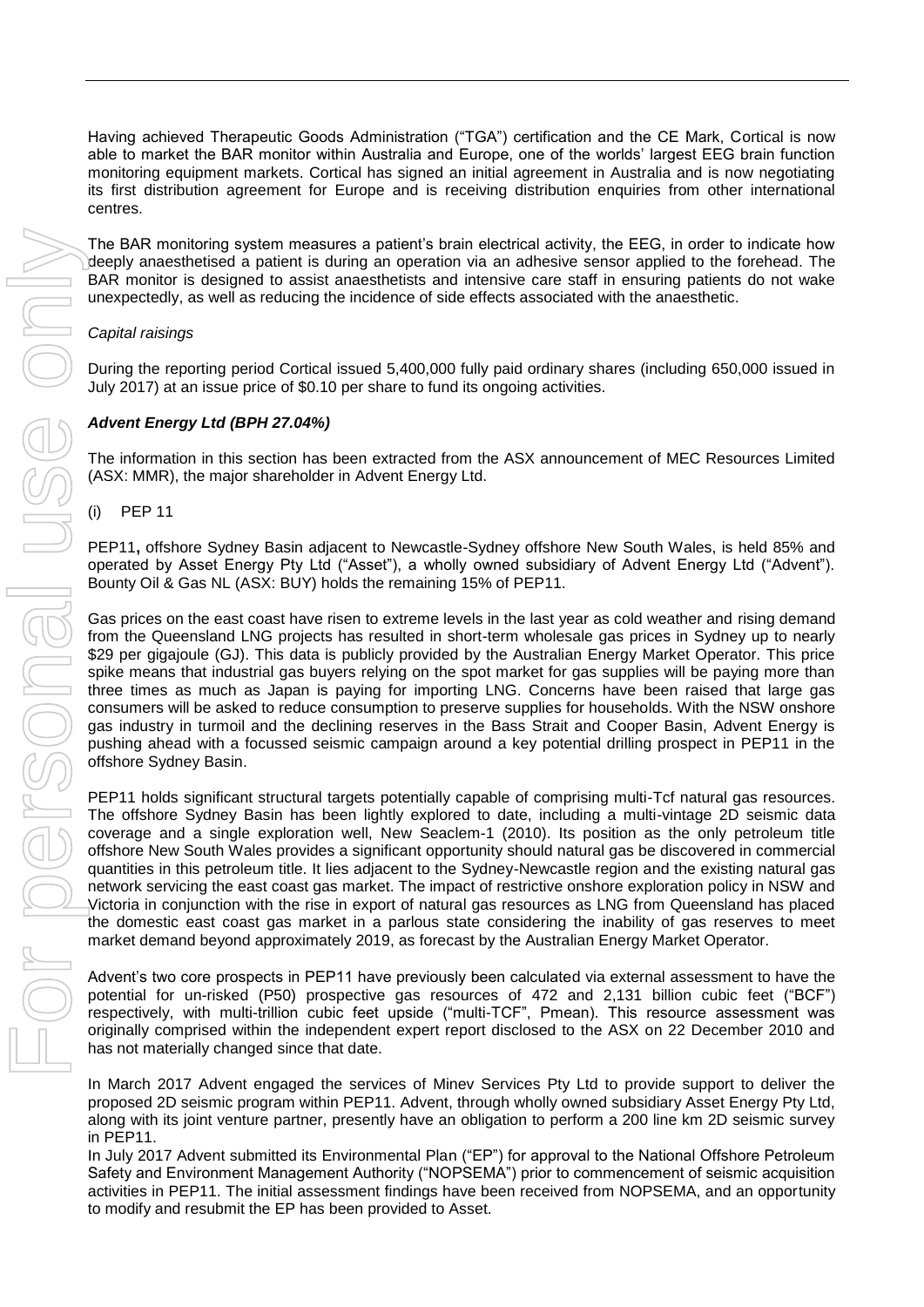Having achieved Therapeutic Goods Administration ("TGA") certification and the CE Mark, Cortical is now able to market the BAR monitor within Australia and Europe, one of the worlds' largest EEG brain function monitoring equipment markets. Cortical has signed an initial agreement in Australia and is now negotiating its first distribution agreement for Europe and is receiving distribution enquiries from other international centres.

The BAR monitoring system measures a patient's brain electrical activity, the EEG, in order to indicate how deeply anaesthetised a patient is during an operation via an adhesive sensor applied to the forehead. The BAR monitor is designed to assist anaesthetists and intensive care staff in ensuring patients do not wake unexpectedly, as well as reducing the incidence of side effects associated with the anaesthetic.

*Capital raisings*

During the reporting period Cortical issued 5,400,000 fully paid ordinary shares (including 650,000 issued in July 2017) at an issue price of $0.10 per share to fund its ongoing activities.

***Advent Energy Ltd (BPH 27.04%)***

The information in this section has been extracted from the ASX announcement of MEC Resources Limited (ASX: MMR), the major shareholder in Advent Energy Ltd.

(i) PEP 11

PEP11**,** offshore Sydney Basin adjacent to Newcastle-Sydney offshore New South Wales, is held 85% and operated by Asset Energy Pty Ltd ("Asset"), a wholly owned subsidiary of Advent Energy Ltd ("Advent"). Bounty Oil & Gas NL (ASX: BUY) holds the remaining 15% of PEP11.

Gas prices on the east coast have risen to extreme levels in the last year as cold weather and rising demand from the Queensland LNG projects has resulted in short-term wholesale gas prices in Sydney up to nearly $29 per gigajoule (GJ). This data is publicly provided by the Australian Energy Market Operator. This price spike means that industrial gas buyers relying on the spot market for gas supplies will be paying more than three times as much as Japan is paying for importing LNG. Concerns have been raised that large gas consumers will be asked to reduce consumption to preserve supplies for households. With the NSW onshore gas industry in turmoil and the declining reserves in the Bass Strait and Cooper Basin, Advent Energy is pushing ahead with a focussed seismic campaign around a key potential drilling prospect in PEP11 in the offshore Sydney Basin.

PEP11 holds significant structural targets potentially capable of comprising multi-Tcf natural gas resources. The offshore Sydney Basin has been lightly explored to date, including a multi-vintage 2D seismic data coverage and a single exploration well, New Seaclem-1 (2010). Its position as the only petroleum title offshore New South Wales provides a significant opportunity should natural gas be discovered in commercial quantities in this petroleum title. It lies adjacent to the Sydney-Newcastle region and the existing natural gas network servicing the east coast gas market. The impact of restrictive onshore exploration policy in NSW and Victoria in conjunction with the rise in export of natural gas resources as LNG from Queensland has placed the domestic east coast gas market in a parlous state considering the inability of gas reserves to meet market demand beyond approximately 2019, as forecast by the Australian Energy Market Operator.

Advent's two core prospects in PEP11 have previously been calculated via external assessment to have the potential for un-risked (P50) prospective gas resources of 472 and 2,131 billion cubic feet ("BCF") respectively, with multi-trillion cubic feet upside ("multi-TCF", Pmean). This resource assessment was originally comprised within the independent expert report disclosed to the ASX on 22 December 2010 and has not materially changed since that date.

In March 2017 Advent engaged the services of Minev Services Pty Ltd to provide support to deliver the proposed 2D seismic program within PEP11. Advent, through wholly owned subsidiary Asset Energy Pty Ltd, along with its joint venture partner, presently have an obligation to perform a 200 line km 2D seismic survey in PEP11.

In July 2017 Advent submitted its Environmental Plan ("EP") for approval to the National Offshore Petroleum Safety and Environment Management Authority ("NOPSEMA") prior to commencement of seismic acquisition activities in PEP11. The initial assessment findings have been received from NOPSEMA, and an opportunity to modify and resubmit the EP has been provided to Asset.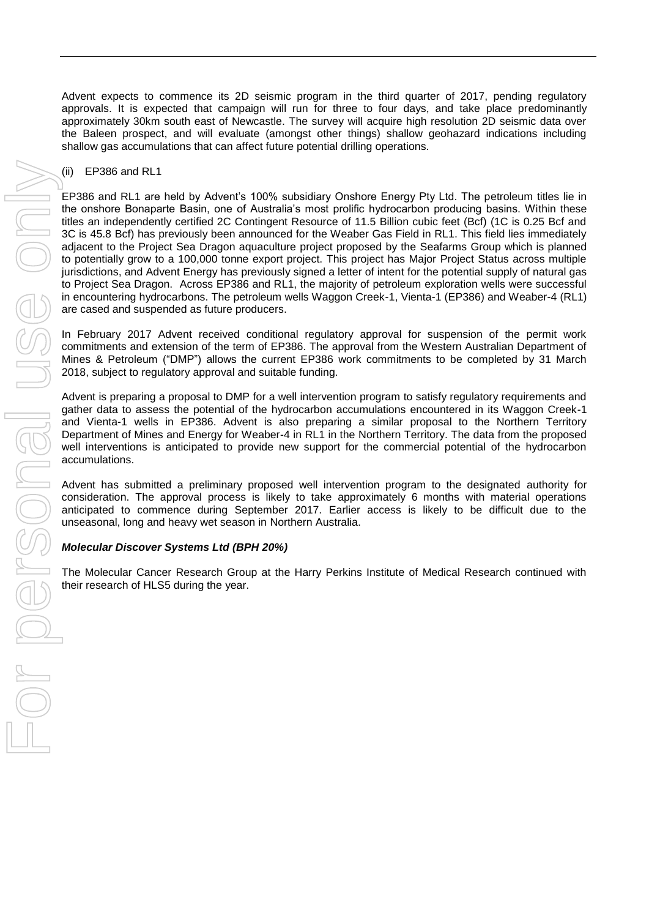Advent expects to commence its 2D seismic program in the third quarter of 2017, pending regulatory approvals. It is expected that campaign will run for three to four days, and take place predominantly approximately 30km south east of Newcastle. The survey will acquire high resolution 2D seismic data over the Baleen prospect, and will evaluate (amongst other things) shallow geohazard indications including shallow gas accumulations that can affect future potential drilling operations.

(ii) EP386 and RL1

EP386 and RL1 are held by Advent's 100% subsidiary Onshore Energy Pty Ltd. The petroleum titles lie in the onshore Bonaparte Basin, one of Australia's most prolific hydrocarbon producing basins. Within these titles an independently certified 2C Contingent Resource of 11.5 Billion cubic feet (Bcf) (1C is 0.25 Bcf and 3C is 45.8 Bcf) has previously been announced for the Weaber Gas Field in RL1. This field lies immediately adjacent to the Project Sea Dragon aquaculture project proposed by the Seafarms Group which is planned to potentially grow to a 100,000 tonne export project. This project has Major Project Status across multiple jurisdictions, and Advent Energy has previously signed a letter of intent for the potential supply of natural gas to Project Sea Dragon. Across EP386 and RL1, the majority of petroleum exploration wells were successful in encountering hydrocarbons. The petroleum wells Waggon Creek-1, Vienta-1 (EP386) and Weaber-4 (RL1) are cased and suspended as future producers.

In February 2017 Advent received conditional regulatory approval for suspension of the permit work commitments and extension of the term of EP386. The approval from the Western Australian Department of Mines & Petroleum ("DMP") allows the current EP386 work commitments to be completed by 31 March 2018, subject to regulatory approval and suitable funding.

Advent is preparing a proposal to DMP for a well intervention program to satisfy regulatory requirements and gather data to assess the potential of the hydrocarbon accumulations encountered in its Waggon Creek-1 and Vienta-1 wells in EP386. Advent is also preparing a similar proposal to the Northern Territory Department of Mines and Energy for Weaber-4 in RL1 in the Northern Territory. The data from the proposed well interventions is anticipated to provide new support for the commercial potential of the hydrocarbon accumulations.

Advent has submitted a preliminary proposed well intervention program to the designated authority for consideration. The approval process is likely to take approximately 6 months with material operations anticipated to commence during September 2017. Earlier access is likely to be difficult due to the unseasonal, long and heavy wet season in Northern Australia.

***Molecular Discover Systems Ltd (BPH 20%)***

The Molecular Cancer Research Group at the Harry Perkins Institute of Medical Research continued with their research of HLS5 during the year.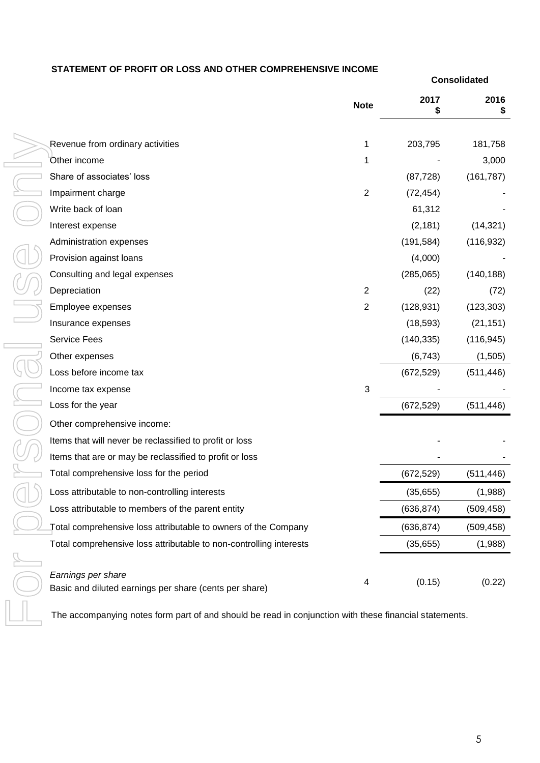## STATEMENT OF PROFIT OR LOSS AND OTHER COMPREHENSIVE INCOME

| | Note | Consolidated 2017 $ | Consolidated 2016 $ |
|---|---|---|---|
| Revenue from ordinary activities | 1 | 203,795 | 181,758 |
| Other income | 1 | - | 3,000 |
| Share of associates' loss | | (87,728) | (161,787) |
| Impairment charge | 2 | (72,454) | - |
| Write back of loan | | 61,312 | - |
| Interest expense | | (2,181) | (14,321) |
| Administration expenses | | (191,584) | (116,932) |
| Provision against loans | | (4,000) | - |
| Consulting and legal expenses | | (285,065) | (140,188) |
| Depreciation | 2 | (22) | (72) |
| Employee expenses | 2 | (128,931) | (123,303) |
| Insurance expenses | | (18,593) | (21,151) |
| Service Fees | | (140,335) | (116,945) |
| Other expenses | | (6,743) | (1,505) |
| Loss before income tax | | (672,529) | (511,446) |
| Income tax expense | 3 | - | - |
| Loss for the year | | (672,529) | (511,446) |
| Other comprehensive income: | | | |
| Items that will never be reclassified to profit or loss | | - | - |
| Items that are or may be reclassified to profit or loss | | - | - |
| Total comprehensive loss for the period | | (672,529) | (511,446) |
| Loss attributable to non-controlling interests | | (35,655) | (1,988) |
| Loss attributable to members of the parent entity | | (636,874) | (509,458) |
| Total comprehensive loss attributable to owners of the Company | | (636,874) | (509,458) |
| Total comprehensive loss attributable to non-controlling interests | | (35,655) | (1,988) |
| *Earnings per share* | | | |
| Basic and diluted earnings per share (cents per share) | 4 | (0.15) | (0.22) |

The accompanying notes form part of and should be read in conjunction with these financial statements.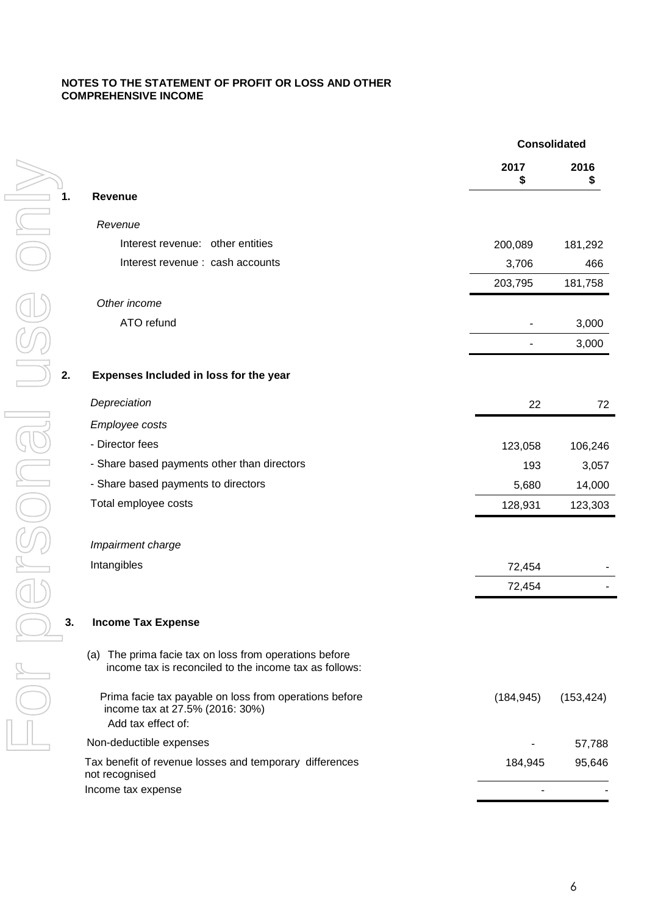**NOTES TO THE STATEMENT OF PROFIT OR LOSS AND OTHER COMPREHENSIVE INCOME**

| | Consolidated | |
|---|---|---|
| | 2017 $ | 2016 $ |
| **1. Revenue** | | |
| *Revenue* | | |
| Interest revenue: other entities | 200,089 | 181,292 |
| Interest revenue : cash accounts | 3,706 | 466 |
| | 203,795 | 181,758 |
| *Other income* | | |
| ATO refund | - | 3,000 |
| | - | 3,000 |
| **2. Expenses Included in loss for the year** | | |
| *Depreciation* | 22 | 72 |
| *Employee costs* | | |
| - Director fees | 123,058 | 106,246 |
| - Share based payments other than directors | 193 | 3,057 |
| - Share based payments to directors | 5,680 | 14,000 |
| Total employee costs | 128,931 | 123,303 |
| *Impairment charge* | | |
| Intangibles | 72,454 | - |
| | 72,454 | - |
| **3. Income Tax Expense** | | |
| (a) The prima facie tax on loss from operations before income tax is reconciled to the income tax as follows: | | |
| Prima facie tax payable on loss from operations before income tax at 27.5% (2016: 30%) | (184,945) | (153,424) |
| Add tax effect of: | | |
| Non-deductible expenses | - | 57,788 |
| Tax benefit of revenue losses and temporary differences not recognised | 184,945 | 95,646 |
| Income tax expense | - | - |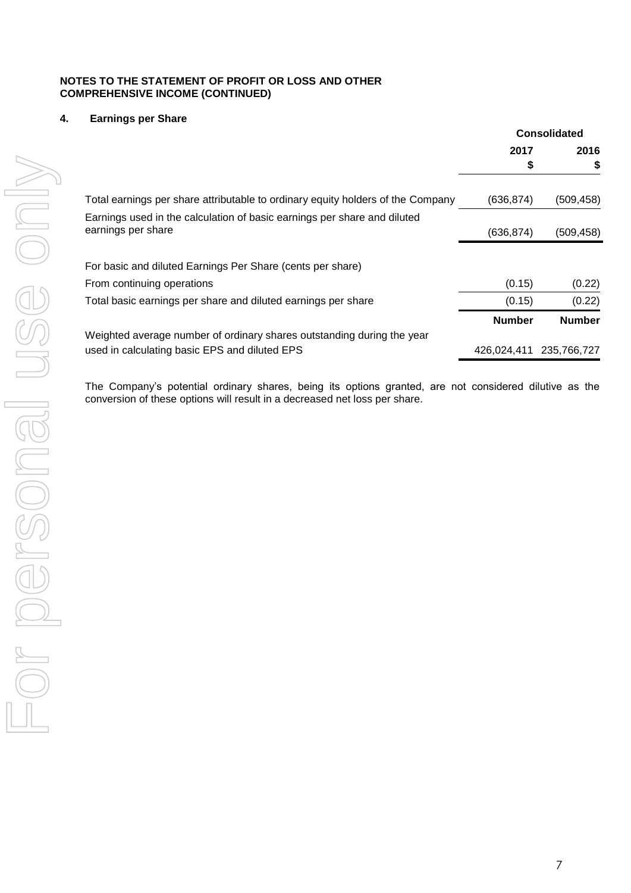**NOTES TO THE STATEMENT OF PROFIT OR LOSS AND OTHER COMPREHENSIVE INCOME (CONTINUED)**

## 4. Earnings per Share

| | Consolidated | |
|---|---|---|
| | **2017** | **2016** |
| | **$** | **$** |
| Total earnings per share attributable to ordinary equity holders of the Company | (636,874) | (509,458) |
| Earnings used in the calculation of basic earnings per share and diluted earnings per share | (636,874) | (509,458) |
| For basic and diluted Earnings Per Share (cents per share) | | |
| From continuing operations | (0.15) | (0.22) |
| Total basic earnings per share and diluted earnings per share | (0.15) | (0.22) |
| | **Number** | **Number** |
| Weighted average number of ordinary shares outstanding during the year used in calculating basic EPS and diluted EPS | 426,024,411 | 235,766,727 |

The Company's potential ordinary shares, being its options granted, are not considered dilutive as the conversion of these options will result in a decreased net loss per share.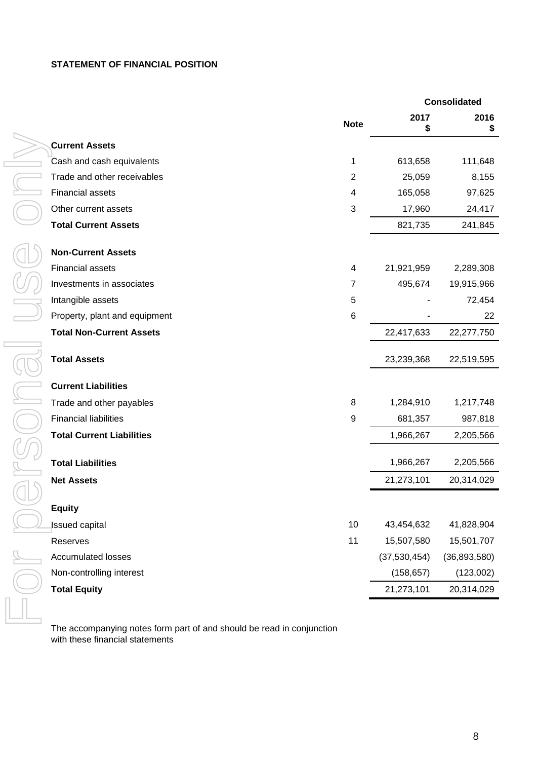## STATEMENT OF FINANCIAL POSITION

| | Note | Consolidated 2017 $ | Consolidated 2016 $ |
|---|---|---|---|
| **Current Assets** | | | |
| Cash and cash equivalents | 1 | 613,658 | 111,648 |
| Trade and other receivables | 2 | 25,059 | 8,155 |
| Financial assets | 4 | 165,058 | 97,625 |
| Other current assets | 3 | 17,960 | 24,417 |
| **Total Current Assets** | | 821,735 | 241,845 |
| **Non-Current Assets** | | | |
| Financial assets | 4 | 21,921,959 | 2,289,308 |
| Investments in associates | 7 | 495,674 | 19,915,966 |
| Intangible assets | 5 | - | 72,454 |
| Property, plant and equipment | 6 | - | 22 |
| **Total Non-Current Assets** | | 22,417,633 | 22,277,750 |
| **Total Assets** | | 23,239,368 | 22,519,595 |
| **Current Liabilities** | | | |
| Trade and other payables | 8 | 1,284,910 | 1,217,748 |
| Financial liabilities | 9 | 681,357 | 987,818 |
| **Total Current Liabilities** | | 1,966,267 | 2,205,566 |
| **Total Liabilities** | | 1,966,267 | 2,205,566 |
| **Net Assets** | | 21,273,101 | 20,314,029 |
| **Equity** | | | |
| Issued capital | 10 | 43,454,632 | 41,828,904 |
| Reserves | 11 | 15,507,580 | 15,501,707 |
| Accumulated losses | | (37,530,454) | (36,893,580) |
| Non-controlling interest | | (158,657) | (123,002) |
| **Total Equity** | | 21,273,101 | 20,314,029 |

The accompanying notes form part of and should be read in conjunction with these financial statements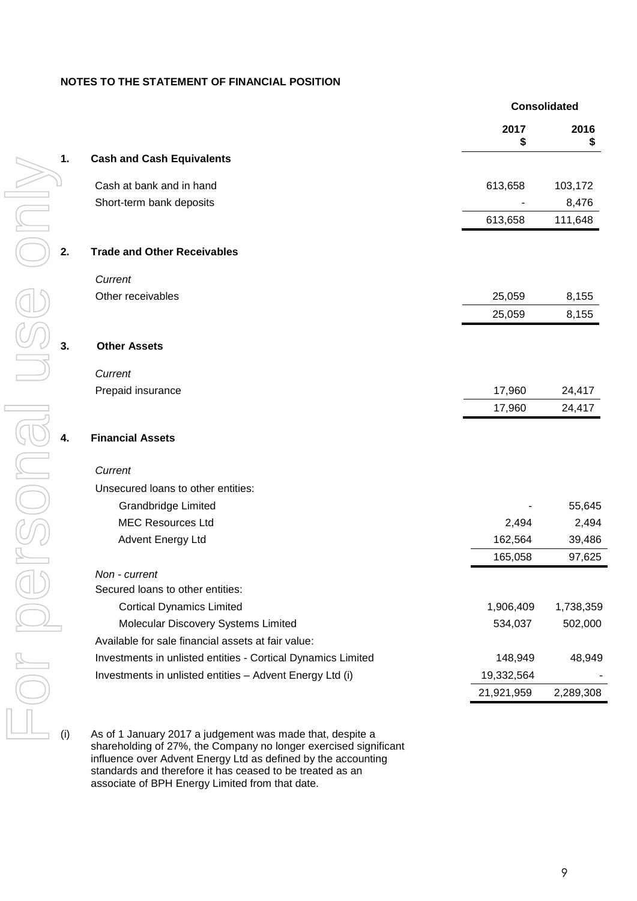## NOTES TO THE STATEMENT OF FINANCIAL POSITION

| | | Consolidated | |
|---|---|---|---|
| | | 2017 $ | 2016 $ |
| **1.** | **Cash and Cash Equivalents** | | |
| | Cash at bank and in hand | 613,658 | 103,172 |
| | Short-term bank deposits | - | 8,476 |
| | | 613,658 | 111,648 |
| **2.** | **Trade and Other Receivables** | | |
| | *Current* | | |
| | Other receivables | 25,059 | 8,155 |
| | | 25,059 | 8,155 |
| **3.** | **Other Assets** | | |
| | *Current* | | |
| | Prepaid insurance | 17,960 | 24,417 |
| | | 17,960 | 24,417 |
| **4.** | **Financial Assets** | | |
| | *Current* | | |
| | Unsecured loans to other entities: | | |
| | Grandbridge Limited | - | 55,645 |
| | MEC Resources Ltd | 2,494 | 2,494 |
| | Advent Energy Ltd | 162,564 | 39,486 |
| | | 165,058 | 97,625 |
| | *Non - current* | | |
| | Secured loans to other entities: | | |
| | Cortical Dynamics Limited | 1,906,409 | 1,738,359 |
| | Molecular Discovery Systems Limited | 534,037 | 502,000 |
| | Available for sale financial assets at fair value: | | |
| | Investments in unlisted entities - Cortical Dynamics Limited | 148,949 | 48,949 |
| | Investments in unlisted entities – Advent Energy Ltd (i) | 19,332,564 | - |
| | | 21,921,959 | 2,289,308 |

(i) As of 1 January 2017 a judgement was made that, despite a shareholding of 27%, the Company no longer exercised significant influence over Advent Energy Ltd as defined by the accounting standards and therefore it has ceased to be treated as an associate of BPH Energy Limited from that date.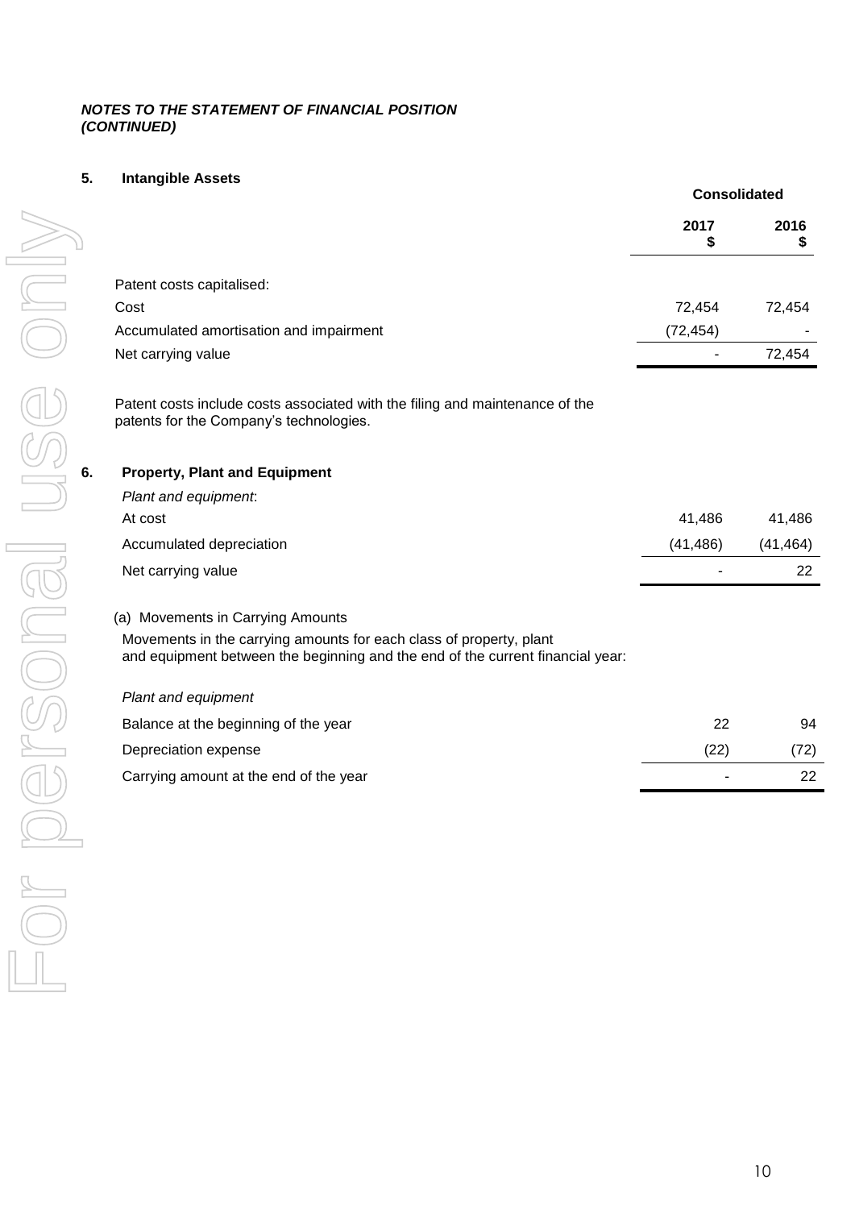***NOTES TO THE STATEMENT OF FINANCIAL POSITION (CONTINUED)***

## 5. Intangible Assets

| | Consolidated | |
|---|---|---|
| | 2017 $ | 2016 $ |
| Patent costs capitalised: | | |
| Cost | 72,454 | 72,454 |
| Accumulated amortisation and impairment | (72,454) | - |
| Net carrying value | - | 72,454 |

Patent costs include costs associated with the filing and maintenance of the patents for the Company's technologies.

## 6. Property, Plant and Equipment

| | 2017 $ | 2016 $ |
|---|---|---|
| *Plant and equipment*: | | |
| At cost | 41,486 | 41,486 |
| Accumulated depreciation | (41,486) | (41,464) |
| Net carrying value | - | 22 |

(a) Movements in Carrying Amounts

Movements in the carrying amounts for each class of property, plant and equipment between the beginning and the end of the current financial year:

| | 2017 $ | 2016 $ |
|---|---|---|
| *Plant and equipment* | | |
| Balance at the beginning of the year | 22 | 94 |
| Depreciation expense | (22) | (72) |
| Carrying amount at the end of the year | - | 22 |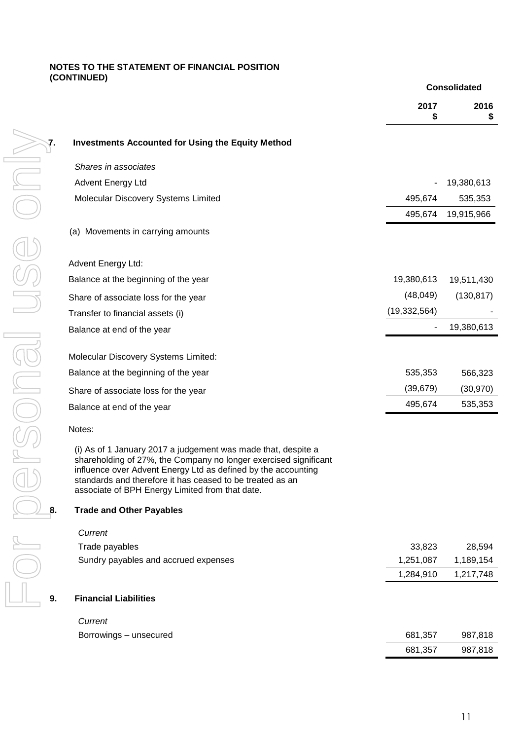**NOTES TO THE STATEMENT OF FINANCIAL POSITION (CONTINUED)**

| | Consolidated | |
|---|---|---|
| | **2017 $** | **2016 $** |
| **7. Investments Accounted for Using the Equity Method** | | |
| *Shares in associates* | | |
| Advent Energy Ltd | - | 19,380,613 |
| Molecular Discovery Systems Limited | 495,674 | 535,353 |
| | 495,674 | 19,915,966 |
| (a) Movements in carrying amounts | | |
| Advent Energy Ltd: | | |
| Balance at the beginning of the year | 19,380,613 | 19,511,430 |
| Share of associate loss for the year | (48,049) | (130,817) |
| Transfer to financial assets (i) | (19,332,564) | - |
| Balance at end of the year | - | 19,380,613 |
| Molecular Discovery Systems Limited: | | |
| Balance at the beginning of the year | 535,353 | 566,323 |
| Share of associate loss for the year | (39,679) | (30,970) |
| Balance at end of the year | 495,674 | 535,353 |

Notes:

(i) As of 1 January 2017 a judgement was made that, despite a shareholding of 27%, the Company no longer exercised significant influence over Advent Energy Ltd as defined by the accounting standards and therefore it has ceased to be treated as an associate of BPH Energy Limited from that date.

| | 2017 $ | 2016 $ |
|---|---|---|
| **8. Trade and Other Payables** | | |
| *Current* | | |
| Trade payables | 33,823 | 28,594 |
| Sundry payables and accrued expenses | 1,251,087 | 1,189,154 |
| | 1,284,910 | 1,217,748 |
| **9. Financial Liabilities** | | |
| *Current* | | |
| Borrowings – unsecured | 681,357 | 987,818 |
| | 681,357 | 987,818 |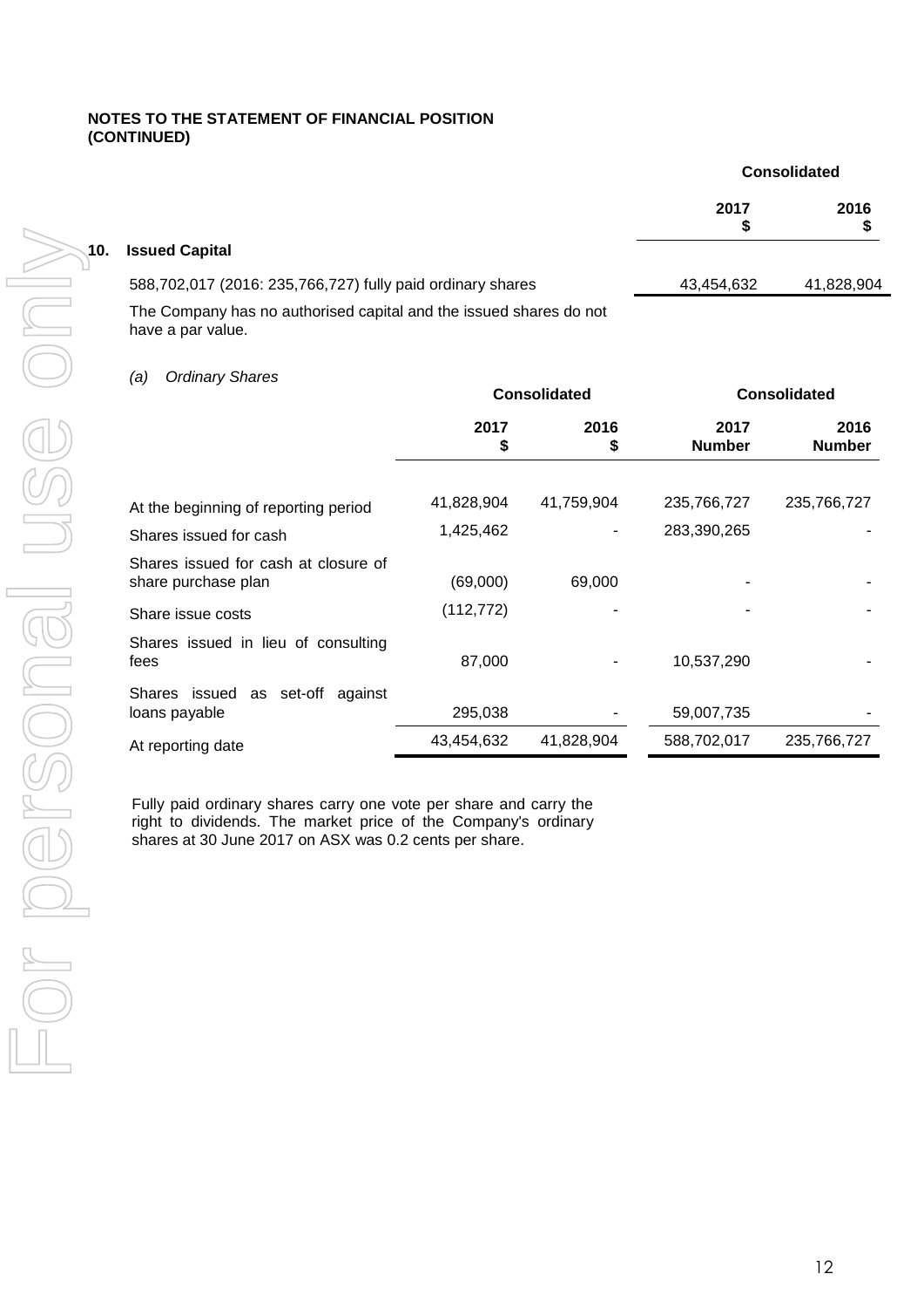**NOTES TO THE STATEMENT OF FINANCIAL POSITION (CONTINUED)**

## 10. Issued Capital

| | Consolidated | |
|---|---|---|
| | 2017 $ | 2016 $ |
| 588,702,017 (2016: 235,766,727) fully paid ordinary shares | 43,454,632 | 41,828,904 |

The Company has no authorised capital and the issued shares do not have a par value.

*(a) Ordinary Shares*

| | Consolidated | | Consolidated | |
|---|---|---|---|---|
| | 2017 $ | 2016 $ | 2017 Number | 2016 Number |
| At the beginning of reporting period | 41,828,904 | 41,759,904 | 235,766,727 | 235,766,727 |
| Shares issued for cash | 1,425,462 | - | 283,390,265 | - |
| Shares issued for cash at closure of share purchase plan | (69,000) | 69,000 | - | - |
| Share issue costs | (112,772) | - | - | - |
| Shares issued in lieu of consulting fees | 87,000 | - | 10,537,290 | - |
| Shares issued as set-off against loans payable | 295,038 | - | 59,007,735 | - |
| At reporting date | 43,454,632 | 41,828,904 | 588,702,017 | 235,766,727 |

Fully paid ordinary shares carry one vote per share and carry the right to dividends. The market price of the Company's ordinary shares at 30 June 2017 on ASX was 0.2 cents per share.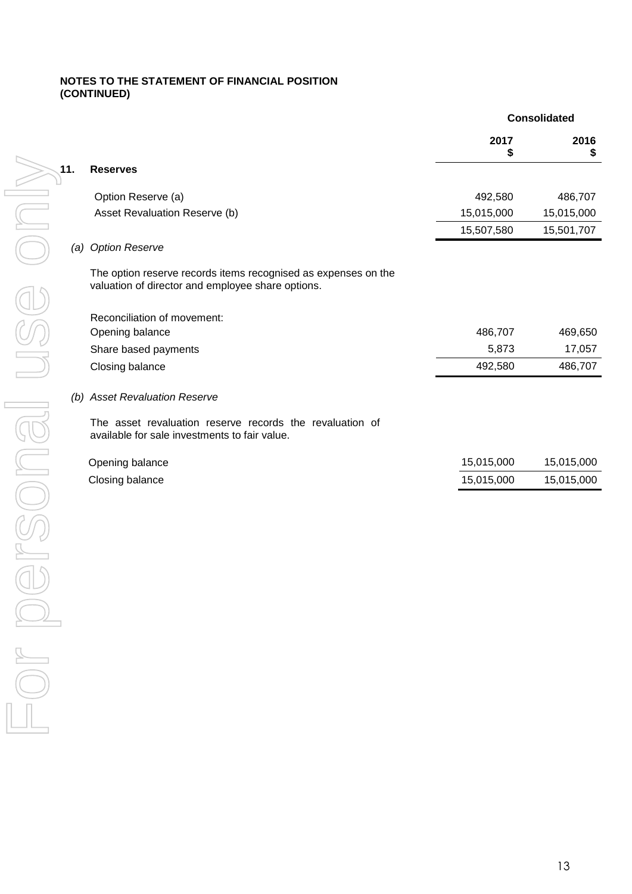**NOTES TO THE STATEMENT OF FINANCIAL POSITION (CONTINUED)**

| | Consolidated | |
|---|---|---|
| | **2017 $** | **2016 $** |
| **11. Reserves** | | |
| Option Reserve (a) | 492,580 | 486,707 |
| Asset Revaluation Reserve (b) | 15,015,000 | 15,015,000 |
| | 15,507,580 | 15,501,707 |

*(a) Option Reserve*

The option reserve records items recognised as expenses on the valuation of director and employee share options.

| Reconciliation of movement: | 2017 $ | 2016 $ |
|---|---|---|
| Opening balance | 486,707 | 469,650 |
| Share based payments | 5,873 | 17,057 |
| Closing balance | 492,580 | 486,707 |

*(b) Asset Revaluation Reserve*

The asset revaluation reserve records the revaluation of available for sale investments to fair value.

| | 2017 $ | 2016 $ |
|---|---|---|
| Opening balance | 15,015,000 | 15,015,000 |
| Closing balance | 15,015,000 | 15,015,000 |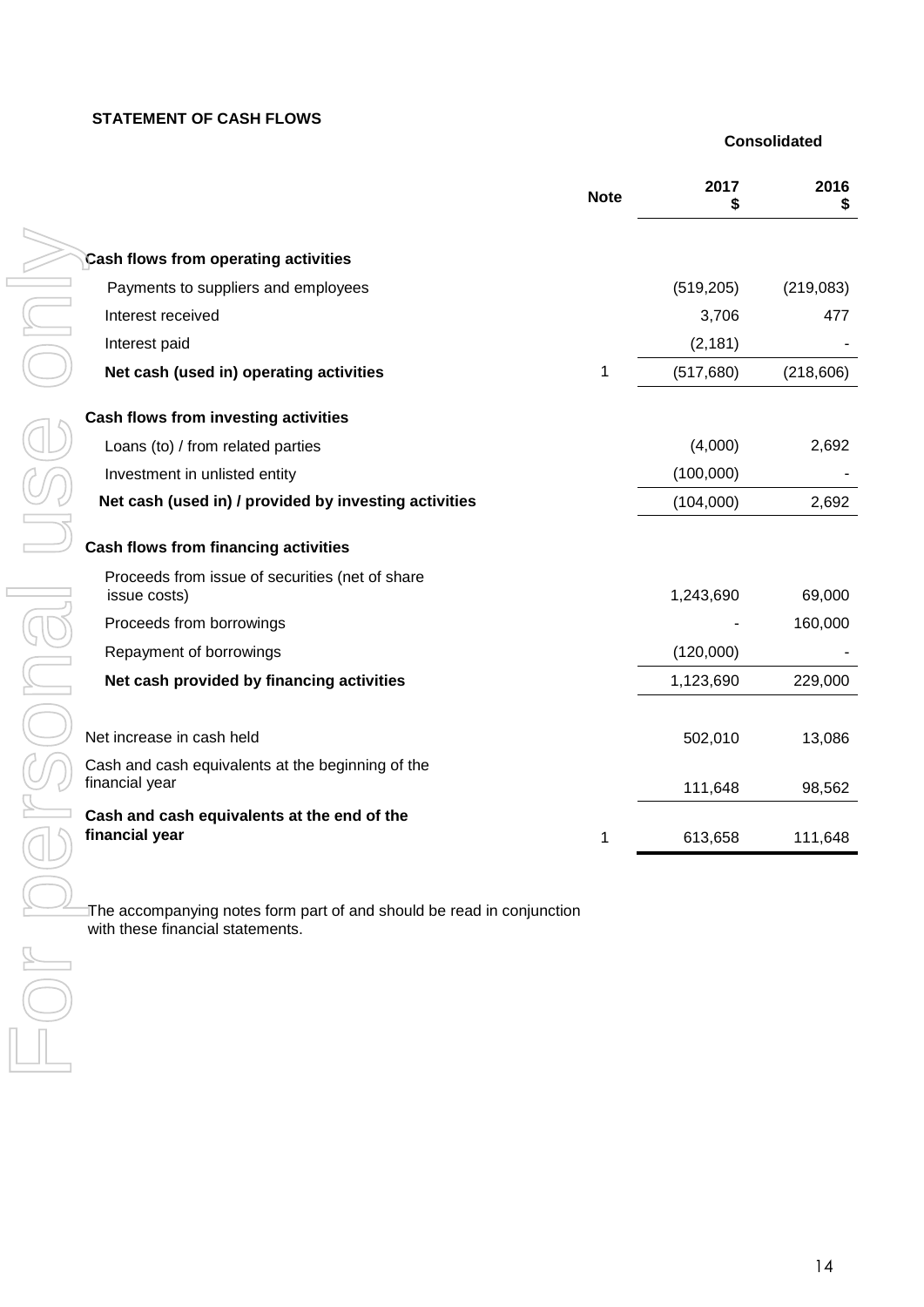## STATEMENT OF CASH FLOWS

| | Note | Consolidated 2017 $ | Consolidated 2016 $ |
|---|---|---|---|
| **Cash flows from operating activities** | | | |
| Payments to suppliers and employees | | (519,205) | (219,083) |
| Interest received | | 3,706 | 477 |
| Interest paid | | (2,181) | - |
| **Net cash (used in) operating activities** | 1 | (517,680) | (218,606) |
| **Cash flows from investing activities** | | | |
| Loans (to) / from related parties | | (4,000) | 2,692 |
| Investment in unlisted entity | | (100,000) | - |
| **Net cash (used in) / provided by investing activities** | | (104,000) | 2,692 |
| **Cash flows from financing activities** | | | |
| Proceeds from issue of securities (net of share issue costs) | | 1,243,690 | 69,000 |
| Proceeds from borrowings | | - | 160,000 |
| Repayment of borrowings | | (120,000) | - |
| **Net cash provided by financing activities** | | 1,123,690 | 229,000 |
| Net increase in cash held | | 502,010 | 13,086 |
| Cash and cash equivalents at the beginning of the financial year | | 111,648 | 98,562 |
| **Cash and cash equivalents at the end of the financial year** | 1 | 613,658 | 111,648 |

The accompanying notes form part of and should be read in conjunction with these financial statements.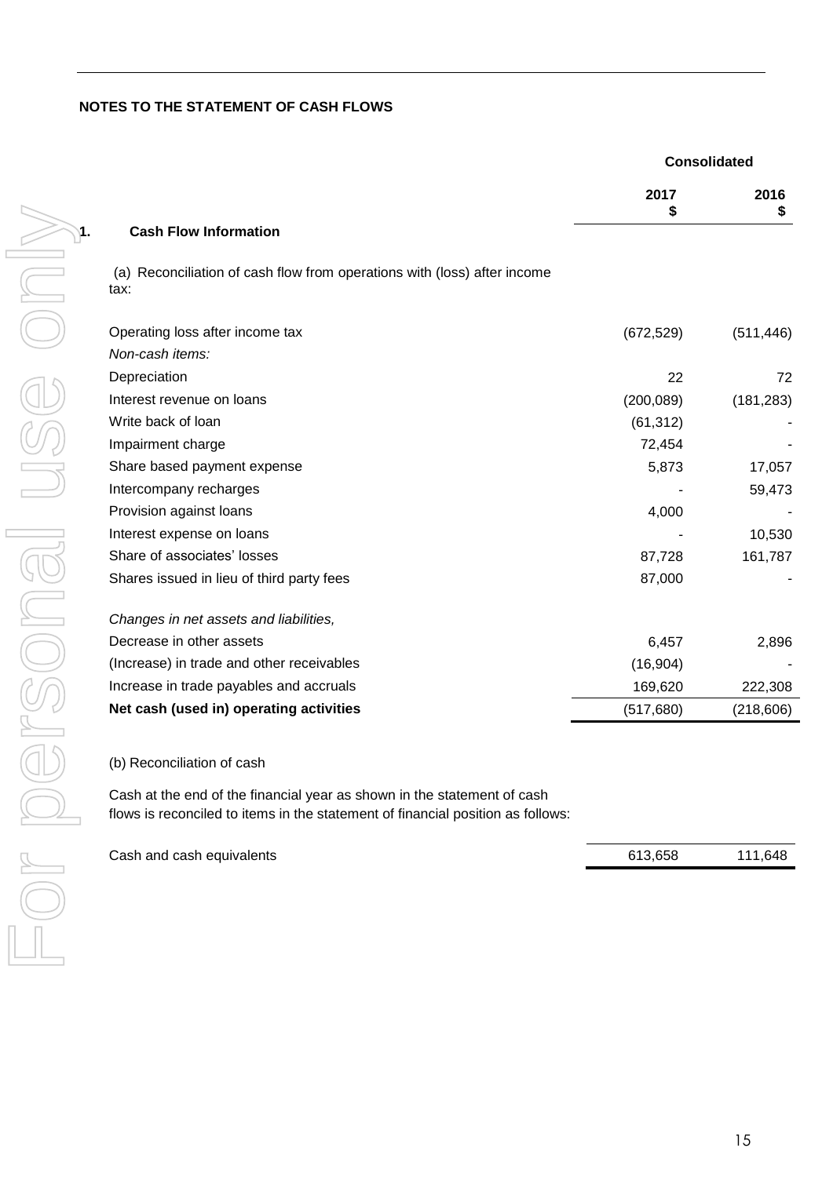## NOTES TO THE STATEMENT OF CASH FLOWS

| | Consolidated | |
|---|---|---|
| | **2017 $** | **2016 $** |
| **1. Cash Flow Information** | | |
| (a) Reconciliation of cash flow from operations with (loss) after income tax: | | |
| Operating loss after income tax | (672,529) | (511,446) |
| *Non-cash items:* | | |
| Depreciation | 22 | 72 |
| Interest revenue on loans | (200,089) | (181,283) |
| Write back of loan | (61,312) | - |
| Impairment charge | 72,454 | - |
| Share based payment expense | 5,873 | 17,057 |
| Intercompany recharges | - | 59,473 |
| Provision against loans | 4,000 | - |
| Interest expense on loans | - | 10,530 |
| Share of associates' losses | 87,728 | 161,787 |
| Shares issued in lieu of third party fees | 87,000 | - |
| *Changes in net assets and liabilities,* | | |
| Decrease in other assets | 6,457 | 2,896 |
| (Increase) in trade and other receivables | (16,904) | - |
| Increase in trade payables and accruals | 169,620 | 222,308 |
| **Net cash (used in) operating activities** | (517,680) | (218,606) |

(b) Reconciliation of cash

Cash at the end of the financial year as shown in the statement of cash flows is reconciled to items in the statement of financial position as follows:

| | 2017 $ | 2016 $ |
|---|---|---|
| Cash and cash equivalents | 613,658 | 111,648 |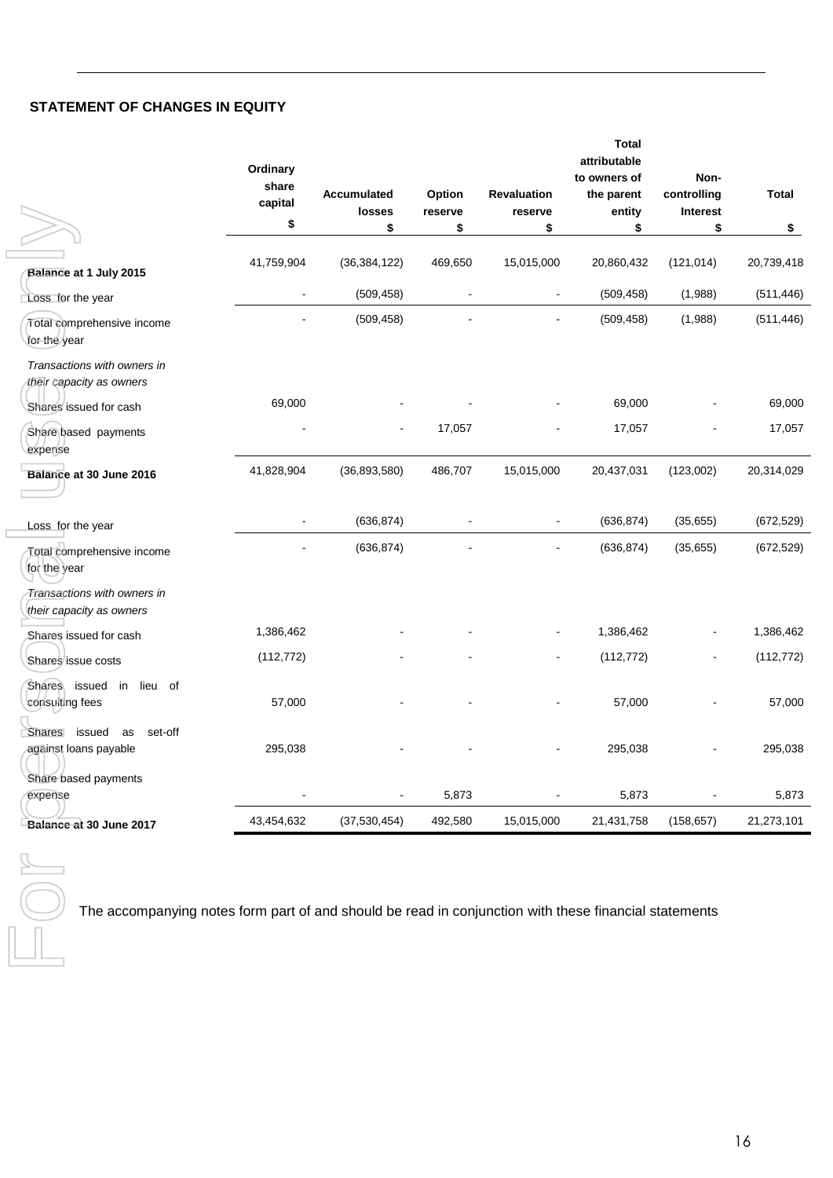## STATEMENT OF CHANGES IN EQUITY

| | Ordinary share capital $ | Accumulated losses $ | Option reserve $ | Revaluation reserve $ | Total attributable to owners of the parent entity $ | Non-controlling Interest $ | Total $ |
|---|---|---|---|---|---|---|---|
| **Balance at 1 July 2015** | 41,759,904 | (36,384,122) | 469,650 | 15,015,000 | 20,860,432 | (121,014) | 20,739,418 |
| Loss for the year | - | (509,458) | - | - | (509,458) | (1,988) | (511,446) |
| Total comprehensive income for the year | - | (509,458) | - | - | (509,458) | (1,988) | (511,446) |
| *Transactions with owners in their capacity as owners* | | | | | | | |
| Shares issued for cash | 69,000 | - | - | - | 69,000 | - | 69,000 |
| Share based payments expense | - | - | 17,057 | - | 17,057 | - | 17,057 |
| **Balance at 30 June 2016** | 41,828,904 | (36,893,580) | 486,707 | 15,015,000 | 20,437,031 | (123,002) | 20,314,029 |
| Loss for the year | - | (636,874) | - | - | (636,874) | (35,655) | (672,529) |
| Total comprehensive income for the year | - | (636,874) | - | - | (636,874) | (35,655) | (672,529) |
| *Transactions with owners in their capacity as owners* | | | | | | | |
| Shares issued for cash | 1,386,462 | - | - | - | 1,386,462 | - | 1,386,462 |
| Shares issue costs | (112,772) | - | - | - | (112,772) | - | (112,772) |
| Shares issued in lieu of consulting fees | 57,000 | - | - | - | 57,000 | - | 57,000 |
| Shares issued as set-off against loans payable | 295,038 | - | - | - | 295,038 | - | 295,038 |
| Share based payments expense | - | - | 5,873 | - | 5,873 | - | 5,873 |
| **Balance at 30 June 2017** | 43,454,632 | (37,530,454) | 492,580 | 15,015,000 | 21,431,758 | (158,657) | 21,273,101 |

The accompanying notes form part of and should be read in conjunction with these financial statements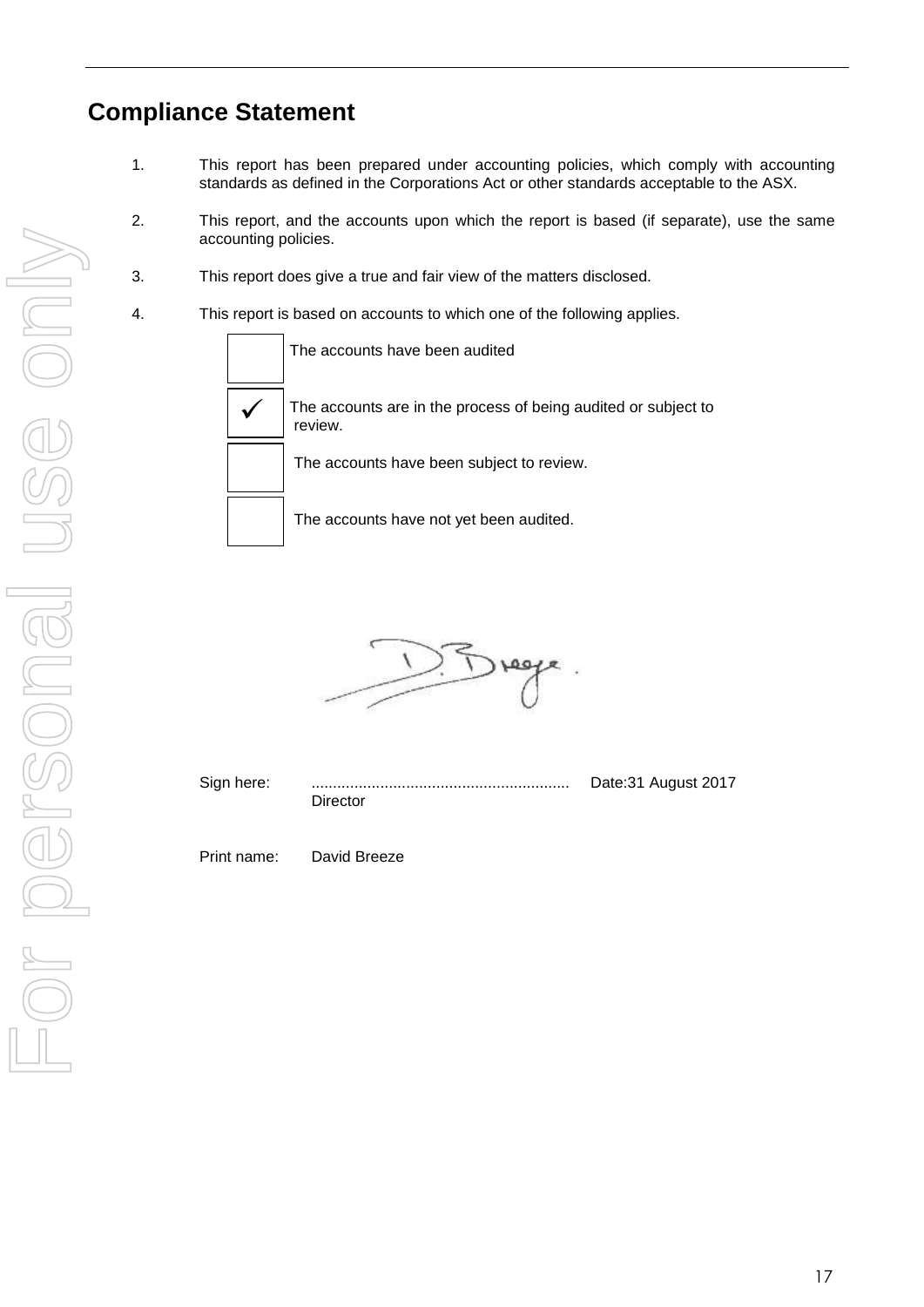## Compliance Statement

1. This report has been prepared under accounting policies, which comply with accounting standards as defined in the Corporations Act or other standards acceptable to the ASX.

2. This report, and the accounts upon which the report is based (if separate), use the same accounting policies.

3. This report does give a true and fair view of the matters disclosed.

4. This report is based on accounts to which one of the following applies.

- [ ] The accounts have been audited
- [x] The accounts are in the process of being audited or subject to review.
- [ ] The accounts have been subject to review.
- [ ] The accounts have not yet been audited.

Sign here: ............................................................ Date:31 August 2017
Director

Print name: David Breeze